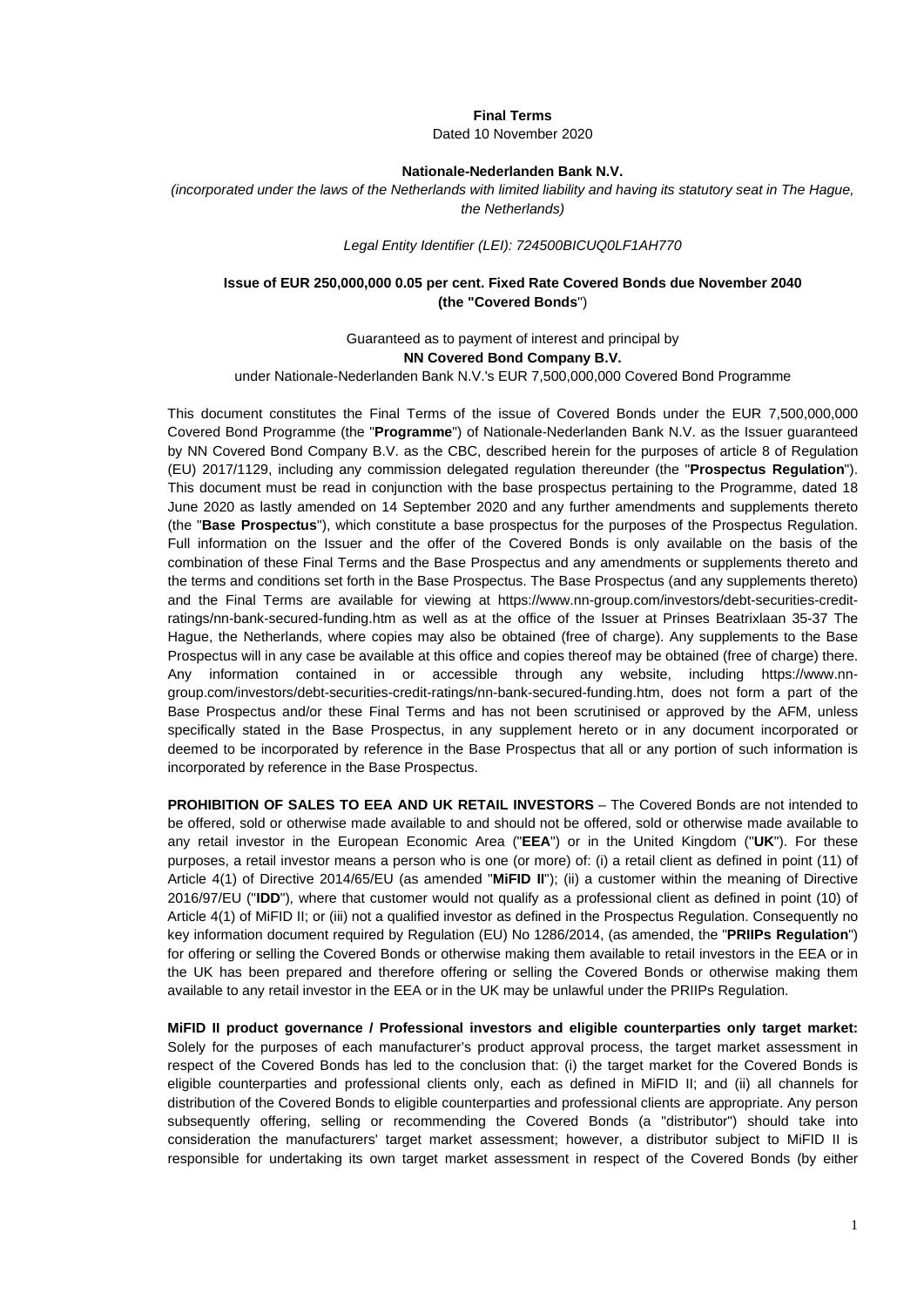**Final Terms**

Dated 10 November 2020

**Nationale-Nederlanden Bank N.V.**

*(incorporated under the laws of the Netherlands with limited liability and having its statutory seat in The Hague, the Netherlands)*

*Legal Entity Identifier (LEI): 724500BICUQ0LF1AH770*

**Issue of EUR 250,000,000 0.05 per cent. Fixed Rate Covered Bonds due November 2040 (the "Covered Bonds")**

Guaranteed as to payment of interest and principal by

**NN Covered Bond Company B.V.**

under Nationale-Nederlanden Bank N.V.'s EUR 7,500,000,000 Covered Bond Programme

This document constitutes the Final Terms of the issue of Covered Bonds under the EUR 7,500,000,000 Covered Bond Programme (the "**Programme**") of Nationale-Nederlanden Bank N.V. as the Issuer guaranteed by NN Covered Bond Company B.V. as the CBC, described herein for the purposes of article 8 of Regulation (EU) 2017/1129, including any commission delegated regulation thereunder (the "**Prospectus Regulation**"). This document must be read in conjunction with the base prospectus pertaining to the Programme, dated 18 June 2020 as lastly amended on 14 September 2020 and any further amendments and supplements thereto (the "**Base Prospectus**"), which constitute a base prospectus for the purposes of the Prospectus Regulation. Full information on the Issuer and the offer of the Covered Bonds is only available on the basis of the combination of these Final Terms and the Base Prospectus and any amendments or supplements thereto and the terms and conditions set forth in the Base Prospectus. The Base Prospectus (and any supplements thereto) and the Final Terms are available for viewing at https://www.nn-group.com/investors/debt-securities-credit-ratings/nn-bank-secured-funding.htm as well as at the office of the Issuer at Prinses Beatrixlaan 35-37 The Hague, the Netherlands, where copies may also be obtained (free of charge). Any supplements to the Base Prospectus will in any case be available at this office and copies thereof may be obtained (free of charge) there. Any information contained in or accessible through any website, including https://www.nn-group.com/investors/debt-securities-credit-ratings/nn-bank-secured-funding.htm, does not form a part of the Base Prospectus and/or these Final Terms and has not been scrutinised or approved by the AFM, unless specifically stated in the Base Prospectus, in any supplement hereto or in any document incorporated or deemed to be incorporated by reference in the Base Prospectus that all or any portion of such information is incorporated by reference in the Base Prospectus.

**PROHIBITION OF SALES TO EEA AND UK RETAIL INVESTORS** – The Covered Bonds are not intended to be offered, sold or otherwise made available to and should not be offered, sold or otherwise made available to any retail investor in the European Economic Area ("**EEA**") or in the United Kingdom ("**UK**"). For these purposes, a retail investor means a person who is one (or more) of: (i) a retail client as defined in point (11) of Article 4(1) of Directive 2014/65/EU (as amended "**MiFID II**"); (ii) a customer within the meaning of Directive 2016/97/EU ("**IDD**"), where that customer would not qualify as a professional client as defined in point (10) of Article 4(1) of MiFID II; or (iii) not a qualified investor as defined in the Prospectus Regulation. Consequently no key information document required by Regulation (EU) No 1286/2014, (as amended, the "**PRIIPs Regulation**") for offering or selling the Covered Bonds or otherwise making them available to retail investors in the EEA or in the UK has been prepared and therefore offering or selling the Covered Bonds or otherwise making them available to any retail investor in the EEA or in the UK may be unlawful under the PRIIPs Regulation.

**MiFID II product governance / Professional investors and eligible counterparties only target market:** Solely for the purposes of each manufacturer's product approval process, the target market assessment in respect of the Covered Bonds has led to the conclusion that: (i) the target market for the Covered Bonds is eligible counterparties and professional clients only, each as defined in MiFID II; and (ii) all channels for distribution of the Covered Bonds to eligible counterparties and professional clients are appropriate. Any person subsequently offering, selling or recommending the Covered Bonds (a "distributor") should take into consideration the manufacturers' target market assessment; however, a distributor subject to MiFID II is responsible for undertaking its own target market assessment in respect of the Covered Bonds (by either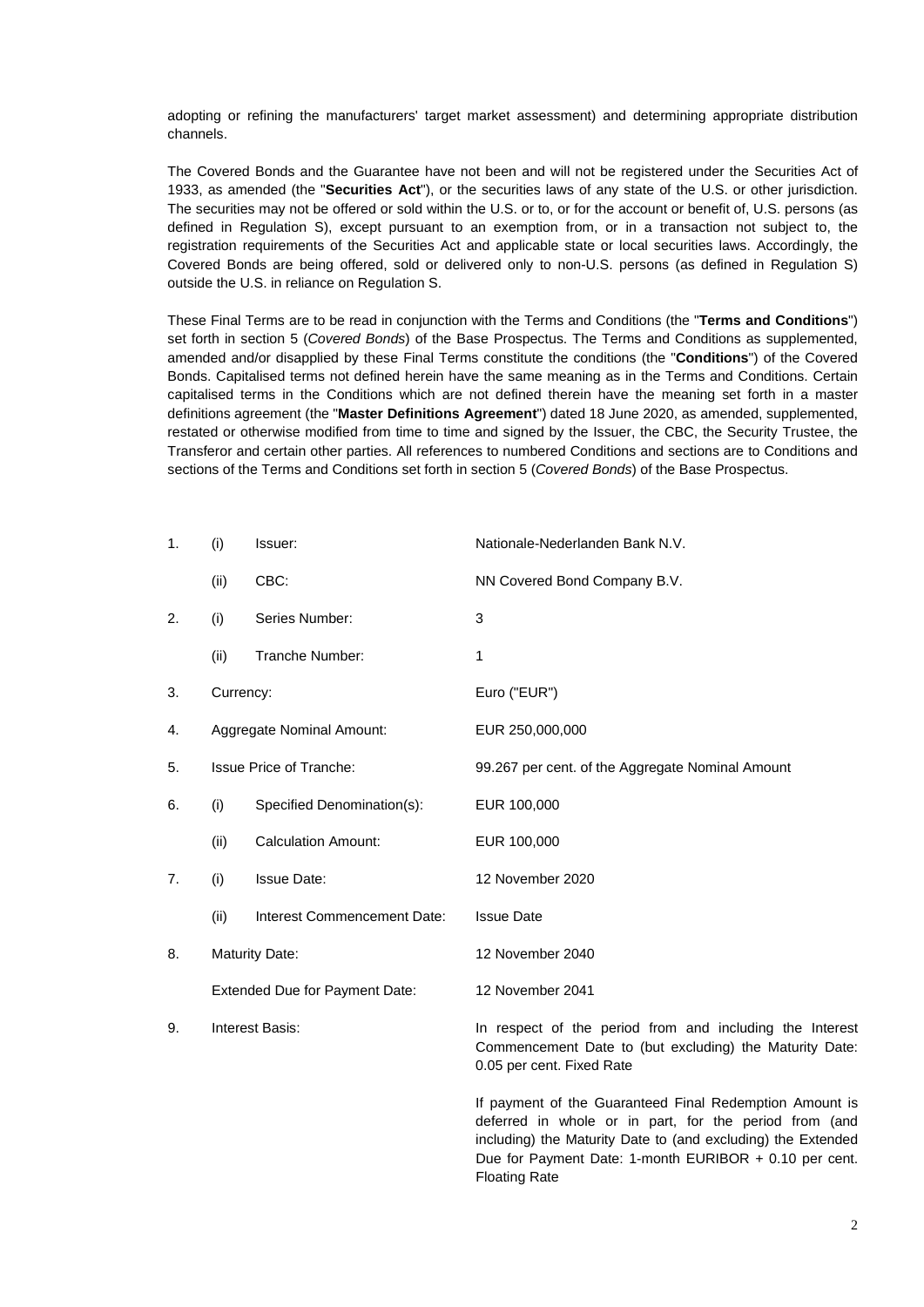adopting or refining the manufacturers' target market assessment) and determining appropriate distribution channels.

The Covered Bonds and the Guarantee have not been and will not be registered under the Securities Act of 1933, as amended (the "**Securities Act**"), or the securities laws of any state of the U.S. or other jurisdiction. The securities may not be offered or sold within the U.S. or to, or for the account or benefit of, U.S. persons (as defined in Regulation S), except pursuant to an exemption from, or in a transaction not subject to, the registration requirements of the Securities Act and applicable state or local securities laws. Accordingly, the Covered Bonds are being offered, sold or delivered only to non-U.S. persons (as defined in Regulation S) outside the U.S. in reliance on Regulation S.

These Final Terms are to be read in conjunction with the Terms and Conditions (the "**Terms and Conditions**") set forth in section 5 (*Covered Bonds*) of the Base Prospectus. The Terms and Conditions as supplemented, amended and/or disapplied by these Final Terms constitute the conditions (the "**Conditions**") of the Covered Bonds. Capitalised terms not defined herein have the same meaning as in the Terms and Conditions. Certain capitalised terms in the Conditions which are not defined therein have the meaning set forth in a master definitions agreement (the "**Master Definitions Agreement**") dated 18 June 2020, as amended, supplemented, restated or otherwise modified from time to time and signed by the Issuer, the CBC, the Security Trustee, the Transferor and certain other parties. All references to numbered Conditions and sections are to Conditions and sections of the Terms and Conditions set forth in section 5 (*Covered Bonds*) of the Base Prospectus.

| | | | |
|---|---|---|---|
| 1. | (i) | Issuer: | Nationale-Nederlanden Bank N.V. |
| | (ii) | CBC: | NN Covered Bond Company B.V. |
| 2. | (i) | Series Number: | 3 |
| | (ii) | Tranche Number: | 1 |
| 3. | Currency: | | Euro ("EUR") |
| 4. | Aggregate Nominal Amount: | | EUR 250,000,000 |
| 5. | Issue Price of Tranche: | | 99.267 per cent. of the Aggregate Nominal Amount |
| 6. | (i) | Specified Denomination(s): | EUR 100,000 |
| | (ii) | Calculation Amount: | EUR 100,000 |
| 7. | (i) | Issue Date: | 12 November 2020 |
| | (ii) | Interest Commencement Date: | Issue Date |
| 8. | Maturity Date: | | 12 November 2040 |
| | Extended Due for Payment Date: | | 12 November 2041 |
| 9. | Interest Basis: | | In respect of the period from and including the Interest Commencement Date to (but excluding) the Maturity Date: 0.05 per cent. Fixed Rate<br><br>If payment of the Guaranteed Final Redemption Amount is deferred in whole or in part, for the period from (and including) the Maturity Date to (and excluding) the Extended Due for Payment Date: 1-month EURIBOR + 0.10 per cent. Floating Rate |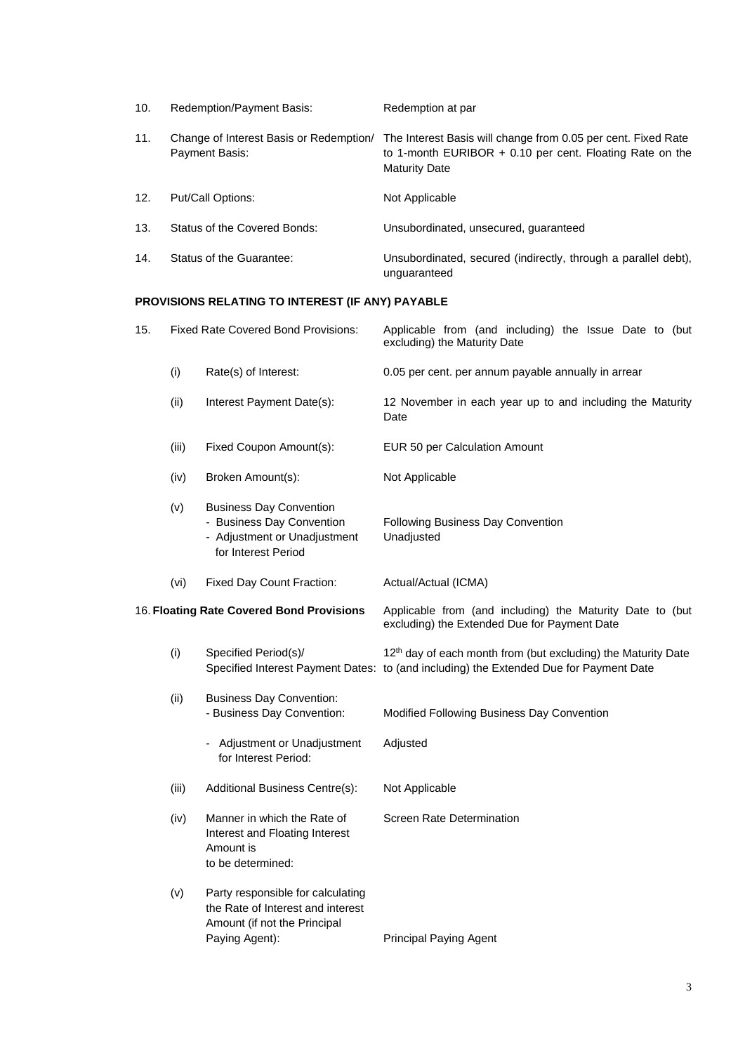| | | |
|---|---|---|
| 10. | Redemption/Payment Basis: | Redemption at par |
| 11. | Change of Interest Basis or Redemption/ Payment Basis: | The Interest Basis will change from 0.05 per cent. Fixed Rate to 1-month EURIBOR + 0.10 per cent. Floating Rate on the Maturity Date |
| 12. | Put/Call Options: | Not Applicable |
| 13. | Status of the Covered Bonds: | Unsubordinated, unsecured, guaranteed |
| 14. | Status of the Guarantee: | Unsubordinated, secured (indirectly, through a parallel debt), unguaranteed |

**PROVISIONS RELATING TO INTEREST (IF ANY) PAYABLE**

| | | | |
|---|---|---|---|
| 15. | Fixed Rate Covered Bond Provisions: | | Applicable from (and including) the Issue Date to (but excluding) the Maturity Date |
| | (i) | Rate(s) of Interest: | 0.05 per cent. per annum payable annually in arrear |
| | (ii) | Interest Payment Date(s): | 12 November in each year up to and including the Maturity Date |
| | (iii) | Fixed Coupon Amount(s): | EUR 50 per Calculation Amount |
| | (iv) | Broken Amount(s): | Not Applicable |
| | (v) | Business Day Convention<br>- Business Day Convention<br>- Adjustment or Unadjustment for Interest Period | <br>Following Business Day Convention<br>Unadjusted |
| | (vi) | Fixed Day Count Fraction: | Actual/Actual (ICMA) |
| 16. | **Floating Rate Covered Bond Provisions** | | Applicable from (and including) the Maturity Date to (but excluding) the Extended Due for Payment Date |
| | (i) | Specified Period(s)/ Specified Interest Payment Dates: | 12th day of each month from (but excluding) the Maturity Date to (and including) the Extended Due for Payment Date |
| | (ii) | Business Day Convention:<br>- Business Day Convention: | <br>Modified Following Business Day Convention |
| | | - Adjustment or Unadjustment for Interest Period: | Adjusted |
| | (iii) | Additional Business Centre(s): | Not Applicable |
| | (iv) | Manner in which the Rate of Interest and Floating Interest Amount is to be determined: | Screen Rate Determination |
| | (v) | Party responsible for calculating the Rate of Interest and interest Amount (if not the Principal Paying Agent): | Principal Paying Agent |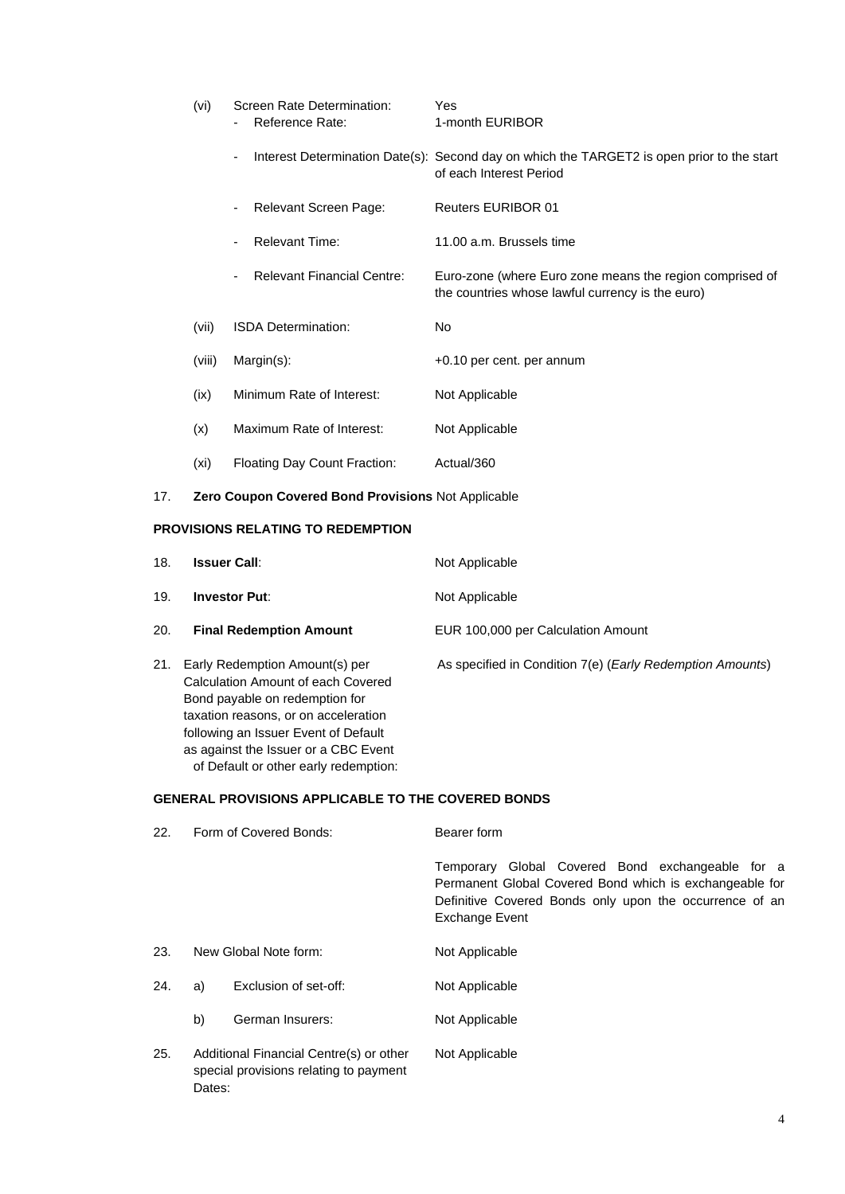| | | | |
|---|---|---|---|
| | (vi) | Screen Rate Determination: | Yes |
| | | - Reference Rate: | 1-month EURIBOR |
| | | - Interest Determination Date(s): | Second day on which the TARGET2 is open prior to the start of each Interest Period |
| | | - Relevant Screen Page: | Reuters EURIBOR 01 |
| | | - Relevant Time: | 11.00 a.m. Brussels time |
| | | - Relevant Financial Centre: | Euro-zone (where Euro zone means the region comprised of the countries whose lawful currency is the euro) |
| | (vii) | ISDA Determination: | No |
| | (viii) | Margin(s): | +0.10 per cent. per annum |
| | (ix) | Minimum Rate of Interest: | Not Applicable |
| | (x) | Maximum Rate of Interest: | Not Applicable |
| | (xi) | Floating Day Count Fraction: | Actual/360 |
| 17. | **Zero Coupon Covered Bond Provisions** | | Not Applicable |

## PROVISIONS RELATING TO REDEMPTION

| | | |
|---|---|---|
| 18. | **Issuer Call**: | Not Applicable |
| 19. | **Investor Put**: | Not Applicable |
| 20. | **Final Redemption Amount** | EUR 100,000 per Calculation Amount |
| 21. | Early Redemption Amount(s) per Calculation Amount of each Covered Bond payable on redemption for taxation reasons, or on acceleration following an Issuer Event of Default as against the Issuer or a CBC Event of Default or other early redemption: | As specified in Condition 7(e) (*Early Redemption Amounts*) |

## GENERAL PROVISIONS APPLICABLE TO THE COVERED BONDS

| | | | |
|---|---|---|---|
| 22. | Form of Covered Bonds: | | Bearer form<br><br>Temporary Global Covered Bond exchangeable for a Permanent Global Covered Bond which is exchangeable for Definitive Covered Bonds only upon the occurrence of an Exchange Event |
| 23. | New Global Note form: | | Not Applicable |
| 24. | a) | Exclusion of set-off: | Not Applicable |
| | b) | German Insurers: | Not Applicable |
| 25. | Additional Financial Centre(s) or other special provisions relating to payment Dates: | | Not Applicable |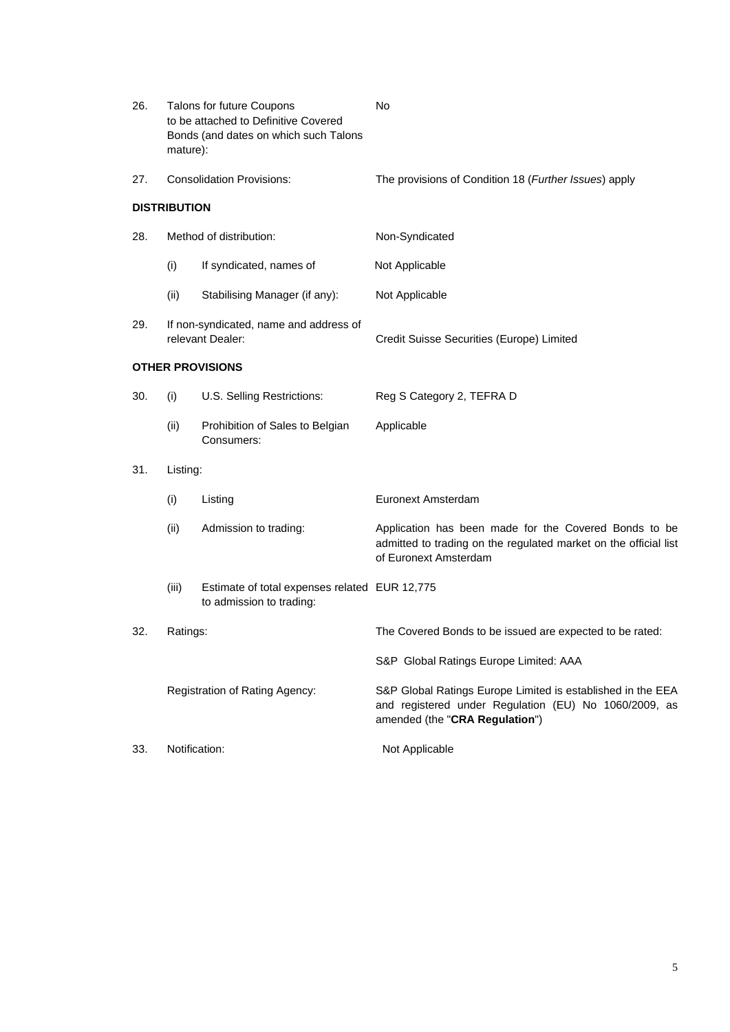| | | | |
|---|---|---|---|
| 26. | Talons for future Coupons to be attached to Definitive Covered Bonds (and dates on which such Talons mature): | | No |
| 27. | Consolidation Provisions: | | The provisions of Condition 18 (*Further Issues*) apply |

**DISTRIBUTION**

| | | | |
|---|---|---|---|
| 28. | Method of distribution: | | Non-Syndicated |
| | (i) | If syndicated, names of | Not Applicable |
| | (ii) | Stabilising Manager (if any): | Not Applicable |
| 29. | If non-syndicated, name and address of relevant Dealer: | | Credit Suisse Securities (Europe) Limited |

**OTHER PROVISIONS**

| | | | |
|---|---|---|---|
| 30. | (i) | U.S. Selling Restrictions: | Reg S Category 2, TEFRA D |
| | (ii) | Prohibition of Sales to Belgian Consumers: | Applicable |
| 31. | Listing: | | |
| | (i) | Listing | Euronext Amsterdam |
| | (ii) | Admission to trading: | Application has been made for the Covered Bonds to be admitted to trading on the regulated market on the official list of Euronext Amsterdam |
| | (iii) | Estimate of total expenses related to admission to trading: | EUR 12,775 |
| 32. | Ratings: | | The Covered Bonds to be issued are expected to be rated: |
| | | | S&P Global Ratings Europe Limited: AAA |
| | Registration of Rating Agency: | | S&P Global Ratings Europe Limited is established in the EEA and registered under Regulation (EU) No 1060/2009, as amended (the "**CRA Regulation**") |
| 33. | Notification: | | Not Applicable |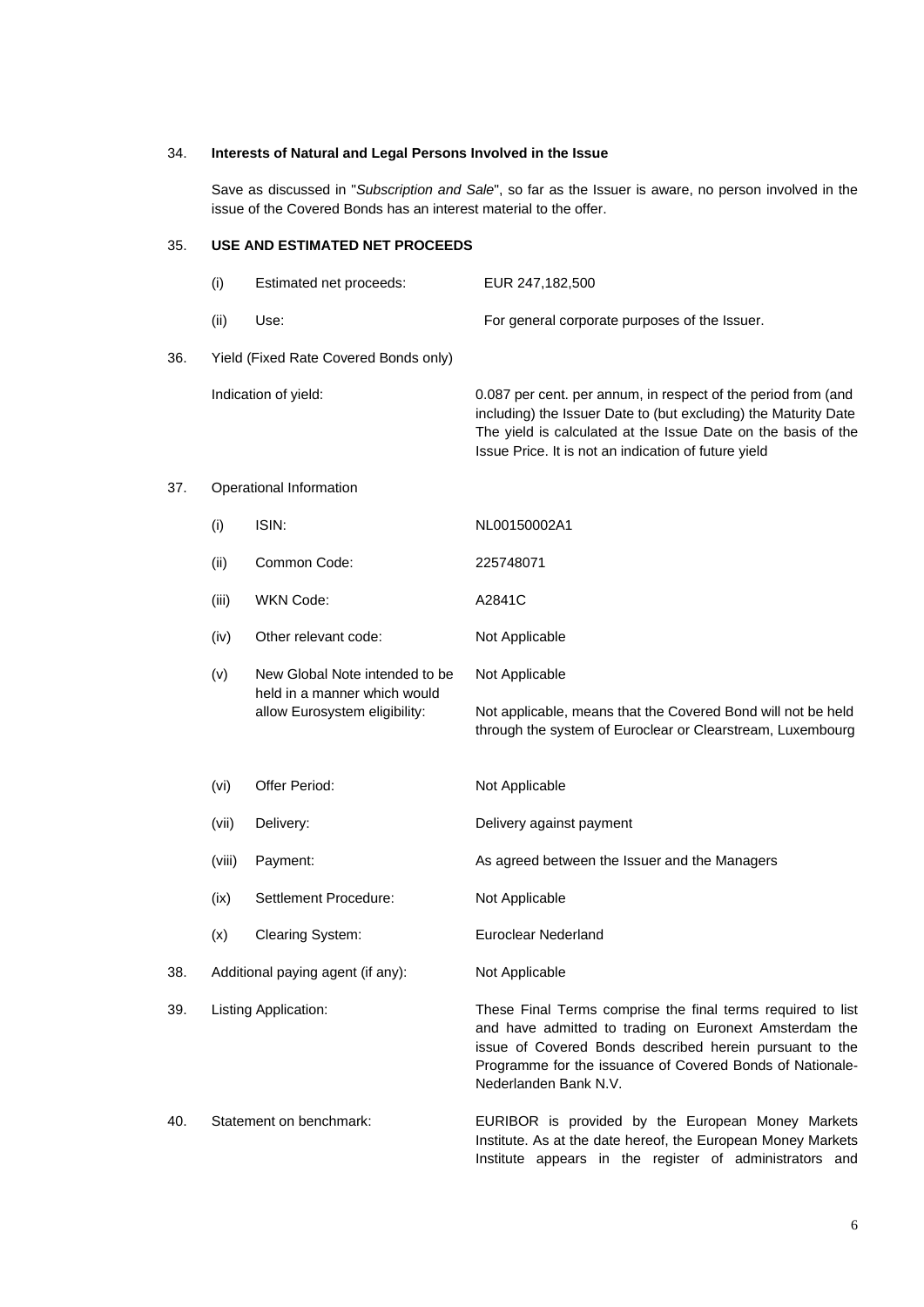34. **Interests of Natural and Legal Persons Involved in the Issue**

Save as discussed in "*Subscription and Sale*", so far as the Issuer is aware, no person involved in the issue of the Covered Bonds has an interest material to the offer.

35. **USE AND ESTIMATED NET PROCEEDS**

| | | |
|---|---|---|
| (i) | Estimated net proceeds: | EUR 247,182,500 |
| (ii) | Use: | For general corporate purposes of the Issuer. |

36. Yield (Fixed Rate Covered Bonds only)

| | |
|---|---|
| Indication of yield: | 0.087 per cent. per annum, in respect of the period from (and including) the Issuer Date to (but excluding) the Maturity Date The yield is calculated at the Issue Date on the basis of the Issue Price. It is not an indication of future yield |

37. Operational Information

| | | |
|---|---|---|
| (i) | ISIN: | NL00150002A1 |
| (ii) | Common Code: | 225748071 |
| (iii) | WKN Code: | A2841C |
| (iv) | Other relevant code: | Not Applicable |
| (v) | New Global Note intended to be held in a manner which would allow Eurosystem eligibility: | Not Applicable<br><br>Not applicable, means that the Covered Bond will not be held through the system of Euroclear or Clearstream, Luxembourg |
| (vi) | Offer Period: | Not Applicable |
| (vii) | Delivery: | Delivery against payment |
| (viii) | Payment: | As agreed between the Issuer and the Managers |
| (ix) | Settlement Procedure: | Not Applicable |
| (x) | Clearing System: | Euroclear Nederland |

38. Additional paying agent (if any): Not Applicable

39. Listing Application: These Final Terms comprise the final terms required to list and have admitted to trading on Euronext Amsterdam the issue of Covered Bonds described herein pursuant to the Programme for the issuance of Covered Bonds of Nationale-Nederlanden Bank N.V.

40. Statement on benchmark: EURIBOR is provided by the European Money Markets Institute. As at the date hereof, the European Money Markets Institute appears in the register of administrators and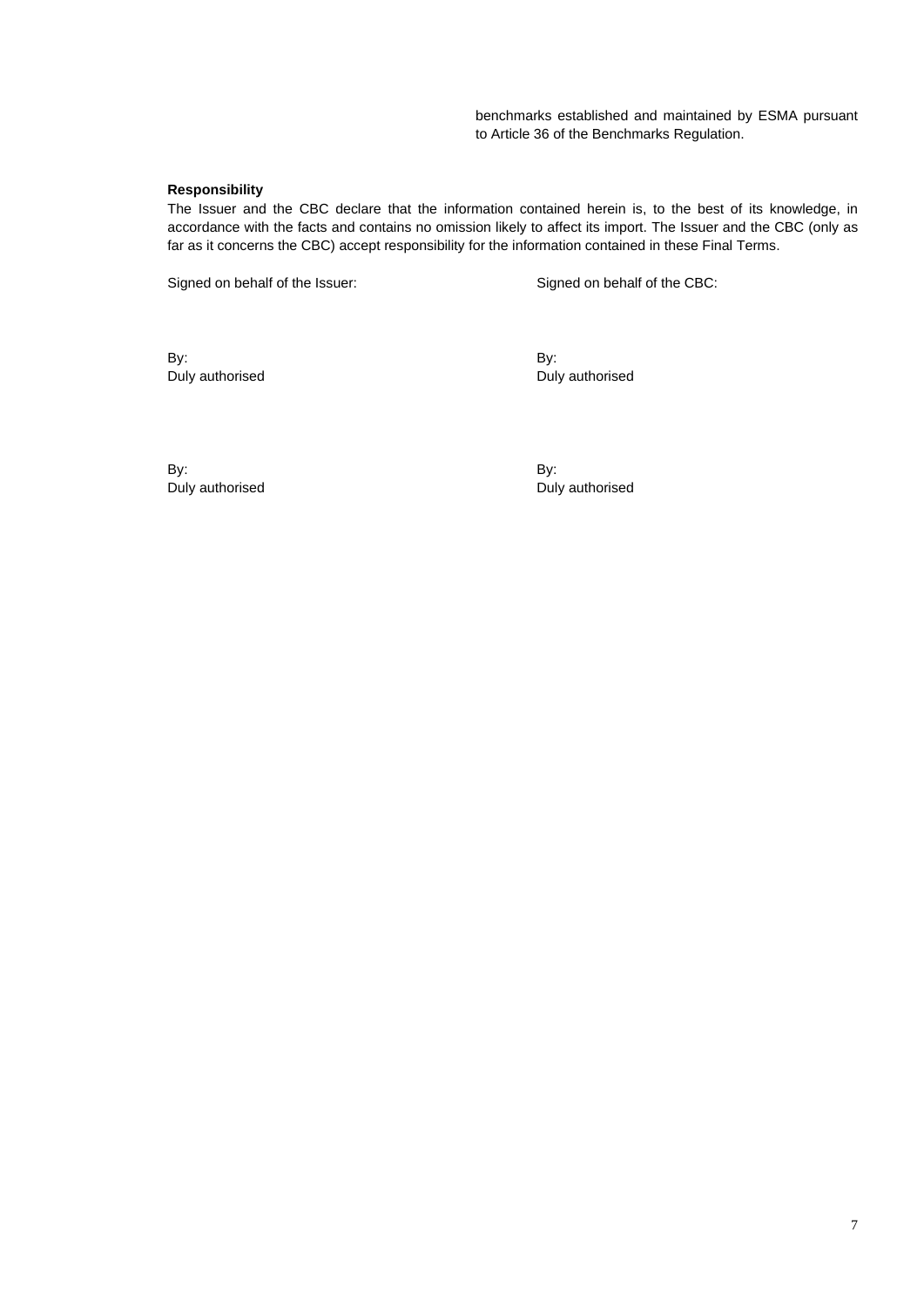benchmarks established and maintained by ESMA pursuant to Article 36 of the Benchmarks Regulation.

**Responsibility**

The Issuer and the CBC declare that the information contained herein is, to the best of its knowledge, in accordance with the facts and contains no omission likely to affect its import. The Issuer and the CBC (only as far as it concerns the CBC) accept responsibility for the information contained in these Final Terms.

| | |
|---|---|
| Signed on behalf of the Issuer: | Signed on behalf of the CBC: |
| By:<br>Duly authorised | By:<br>Duly authorised |
| By:<br>Duly authorised | By:<br>Duly authorised |